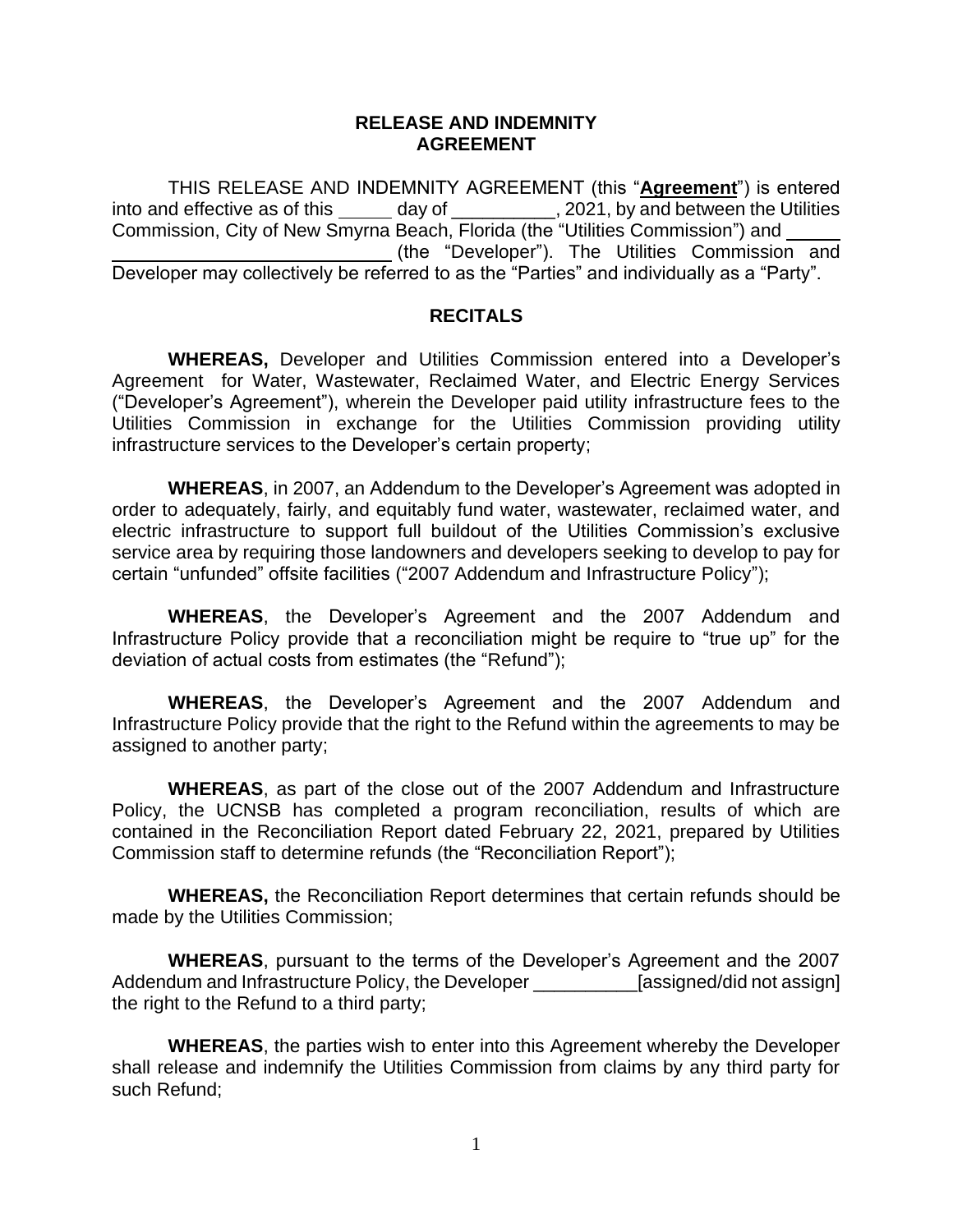**RELEASE AND INDEMNITY AGREEMENT**

THIS RELEASE AND INDEMNITY AGREEMENT (this "**Agreement**") is entered into and effective as of this _____ day of __________, 2021, by and between the Utilities Commission, City of New Smyrna Beach, Florida (the "Utilities Commission") and ______________________________ (the "Developer"). The Utilities Commission and Developer may collectively be referred to as the "Parties" and individually as a "Party".

**RECITALS**

**WHEREAS,** Developer and Utilities Commission entered into a Developer's Agreement for Water, Wastewater, Reclaimed Water, and Electric Energy Services ("Developer's Agreement"), wherein the Developer paid utility infrastructure fees to the Utilities Commission in exchange for the Utilities Commission providing utility infrastructure services to the Developer's certain property;

**WHEREAS**, in 2007, an Addendum to the Developer's Agreement was adopted in order to adequately, fairly, and equitably fund water, wastewater, reclaimed water, and electric infrastructure to support full buildout of the Utilities Commission's exclusive service area by requiring those landowners and developers seeking to develop to pay for certain "unfunded" offsite facilities ("2007 Addendum and Infrastructure Policy");

**WHEREAS**, the Developer's Agreement and the 2007 Addendum and Infrastructure Policy provide that a reconciliation might be require to "true up" for the deviation of actual costs from estimates (the "Refund");

**WHEREAS**, the Developer's Agreement and the 2007 Addendum and Infrastructure Policy provide that the right to the Refund within the agreements to may be assigned to another party;

**WHEREAS**, as part of the close out of the 2007 Addendum and Infrastructure Policy, the UCNSB has completed a program reconciliation, results of which are contained in the Reconciliation Report dated February 22, 2021, prepared by Utilities Commission staff to determine refunds (the "Reconciliation Report");

**WHEREAS,** the Reconciliation Report determines that certain refunds should be made by the Utilities Commission;

**WHEREAS**, pursuant to the terms of the Developer's Agreement and the 2007 Addendum and Infrastructure Policy, the Developer __________[assigned/did not assign] the right to the Refund to a third party;

**WHEREAS**, the parties wish to enter into this Agreement whereby the Developer shall release and indemnify the Utilities Commission from claims by any third party for such Refund;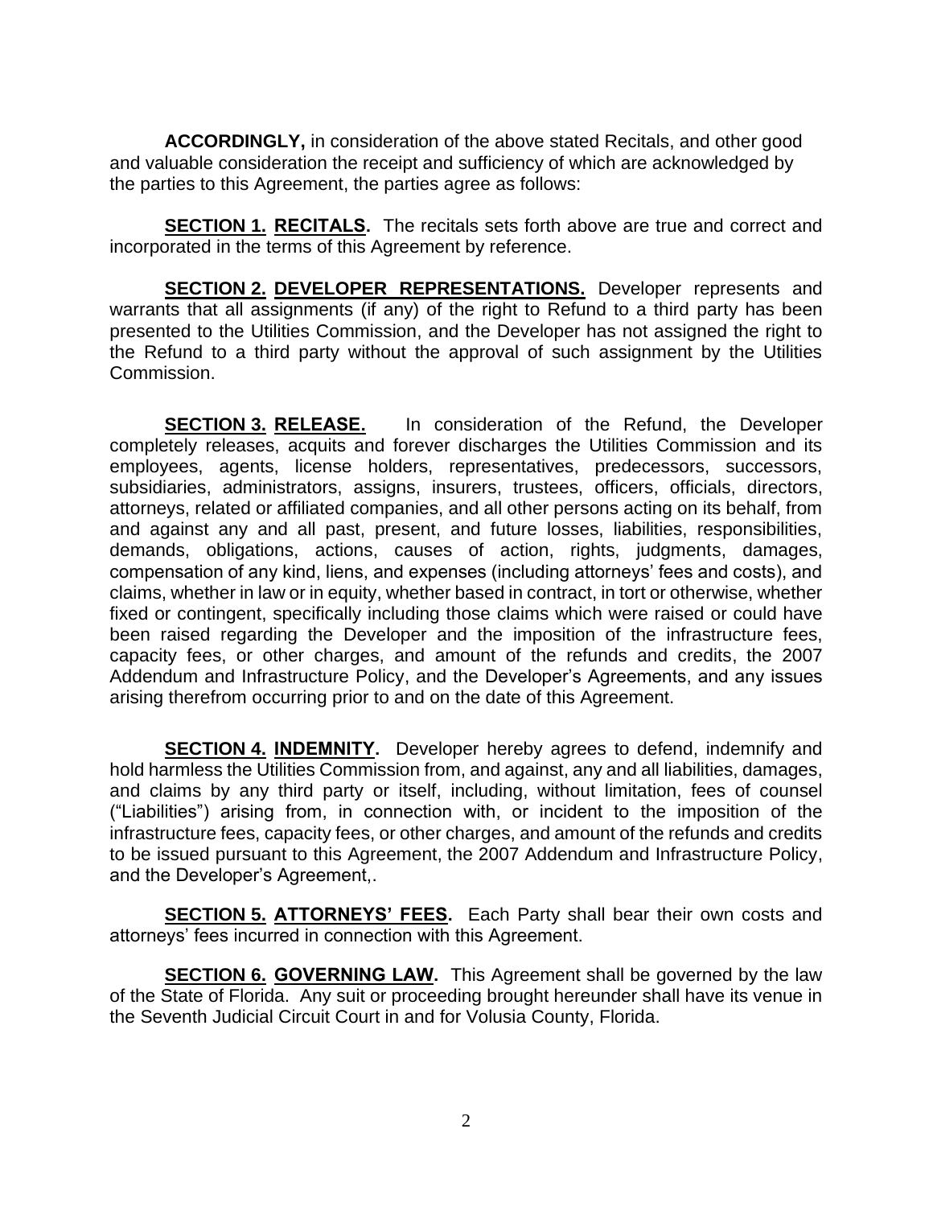**ACCORDINGLY,** in consideration of the above stated Recitals, and other good and valuable consideration the receipt and sufficiency of which are acknowledged by the parties to this Agreement, the parties agree as follows:

**SECTION 1. RECITALS.** The recitals sets forth above are true and correct and incorporated in the terms of this Agreement by reference.

**SECTION 2. DEVELOPER REPRESENTATIONS.** Developer represents and warrants that all assignments (if any) of the right to Refund to a third party has been presented to the Utilities Commission, and the Developer has not assigned the right to the Refund to a third party without the approval of such assignment by the Utilities Commission.

**SECTION 3. RELEASE.** In consideration of the Refund, the Developer completely releases, acquits and forever discharges the Utilities Commission and its employees, agents, license holders, representatives, predecessors, successors, subsidiaries, administrators, assigns, insurers, trustees, officers, officials, directors, attorneys, related or affiliated companies, and all other persons acting on its behalf, from and against any and all past, present, and future losses, liabilities, responsibilities, demands, obligations, actions, causes of action, rights, judgments, damages, compensation of any kind, liens, and expenses (including attorneys' fees and costs), and claims, whether in law or in equity, whether based in contract, in tort or otherwise, whether fixed or contingent, specifically including those claims which were raised or could have been raised regarding the Developer and the imposition of the infrastructure fees, capacity fees, or other charges, and amount of the refunds and credits, the 2007 Addendum and Infrastructure Policy, and the Developer's Agreements, and any issues arising therefrom occurring prior to and on the date of this Agreement.

**SECTION 4. INDEMNITY.** Developer hereby agrees to defend, indemnify and hold harmless the Utilities Commission from, and against, any and all liabilities, damages, and claims by any third party or itself, including, without limitation, fees of counsel ("Liabilities") arising from, in connection with, or incident to the imposition of the infrastructure fees, capacity fees, or other charges, and amount of the refunds and credits to be issued pursuant to this Agreement, the 2007 Addendum and Infrastructure Policy, and the Developer's Agreement,.

**SECTION 5. ATTORNEYS' FEES.** Each Party shall bear their own costs and attorneys' fees incurred in connection with this Agreement.

**SECTION 6. GOVERNING LAW.** This Agreement shall be governed by the law of the State of Florida. Any suit or proceeding brought hereunder shall have its venue in the Seventh Judicial Circuit Court in and for Volusia County, Florida.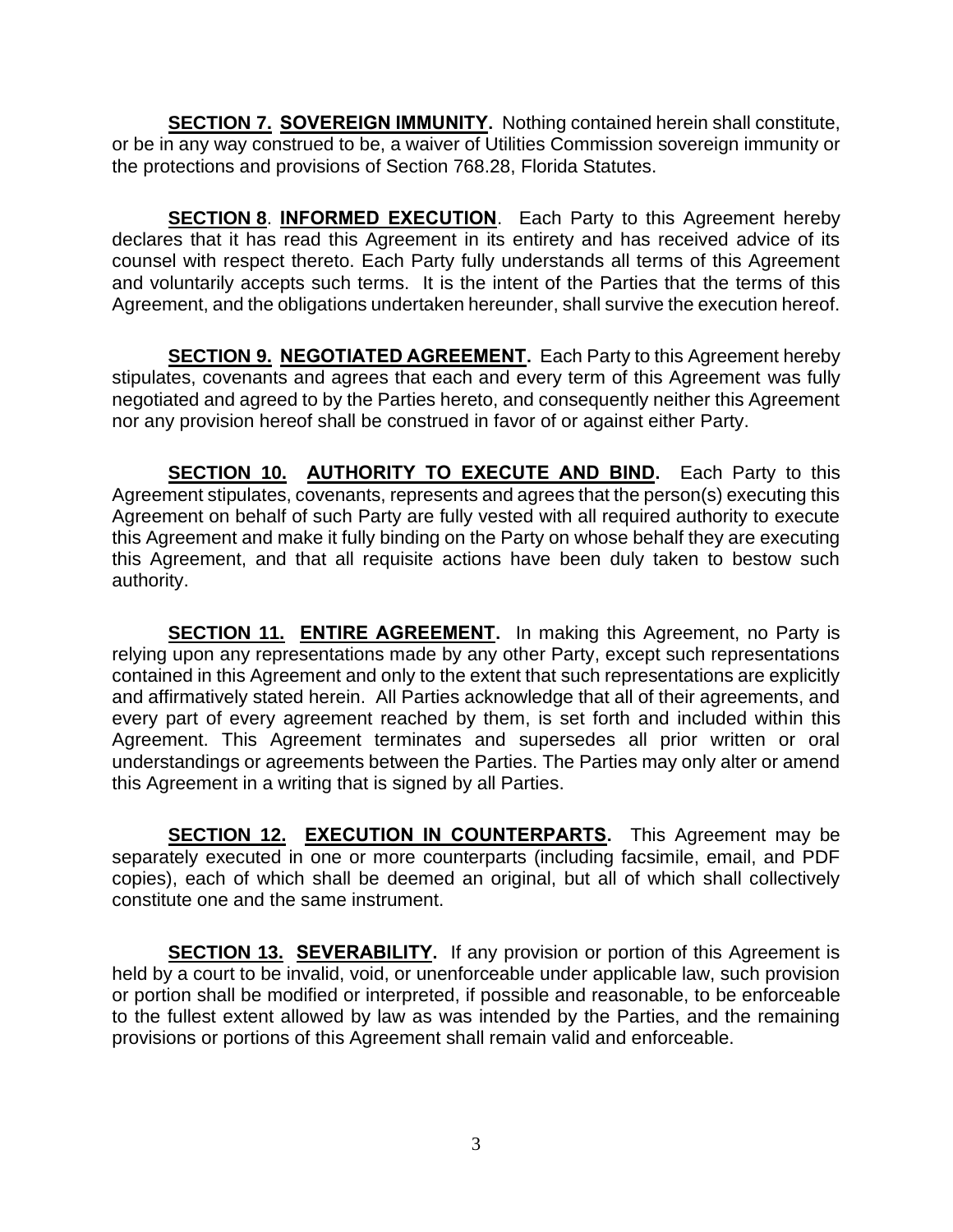**SECTION 7. SOVEREIGN IMMUNITY.** Nothing contained herein shall constitute, or be in any way construed to be, a waiver of Utilities Commission sovereign immunity or the protections and provisions of Section 768.28, Florida Statutes.

**SECTION 8**. **INFORMED EXECUTION**. Each Party to this Agreement hereby declares that it has read this Agreement in its entirety and has received advice of its counsel with respect thereto. Each Party fully understands all terms of this Agreement and voluntarily accepts such terms. It is the intent of the Parties that the terms of this Agreement, and the obligations undertaken hereunder, shall survive the execution hereof.

**SECTION 9. NEGOTIATED AGREEMENT.** Each Party to this Agreement hereby stipulates, covenants and agrees that each and every term of this Agreement was fully negotiated and agreed to by the Parties hereto, and consequently neither this Agreement nor any provision hereof shall be construed in favor of or against either Party.

**SECTION 10. AUTHORITY TO EXECUTE AND BIND.** Each Party to this Agreement stipulates, covenants, represents and agrees that the person(s) executing this Agreement on behalf of such Party are fully vested with all required authority to execute this Agreement and make it fully binding on the Party on whose behalf they are executing this Agreement, and that all requisite actions have been duly taken to bestow such authority.

**SECTION 11. ENTIRE AGREEMENT.** In making this Agreement, no Party is relying upon any representations made by any other Party, except such representations contained in this Agreement and only to the extent that such representations are explicitly and affirmatively stated herein. All Parties acknowledge that all of their agreements, and every part of every agreement reached by them, is set forth and included within this Agreement. This Agreement terminates and supersedes all prior written or oral understandings or agreements between the Parties. The Parties may only alter or amend this Agreement in a writing that is signed by all Parties.

**SECTION 12. EXECUTION IN COUNTERPARTS.** This Agreement may be separately executed in one or more counterparts (including facsimile, email, and PDF copies), each of which shall be deemed an original, but all of which shall collectively constitute one and the same instrument.

**SECTION 13. SEVERABILITY.** If any provision or portion of this Agreement is held by a court to be invalid, void, or unenforceable under applicable law, such provision or portion shall be modified or interpreted, if possible and reasonable, to be enforceable to the fullest extent allowed by law as was intended by the Parties, and the remaining provisions or portions of this Agreement shall remain valid and enforceable.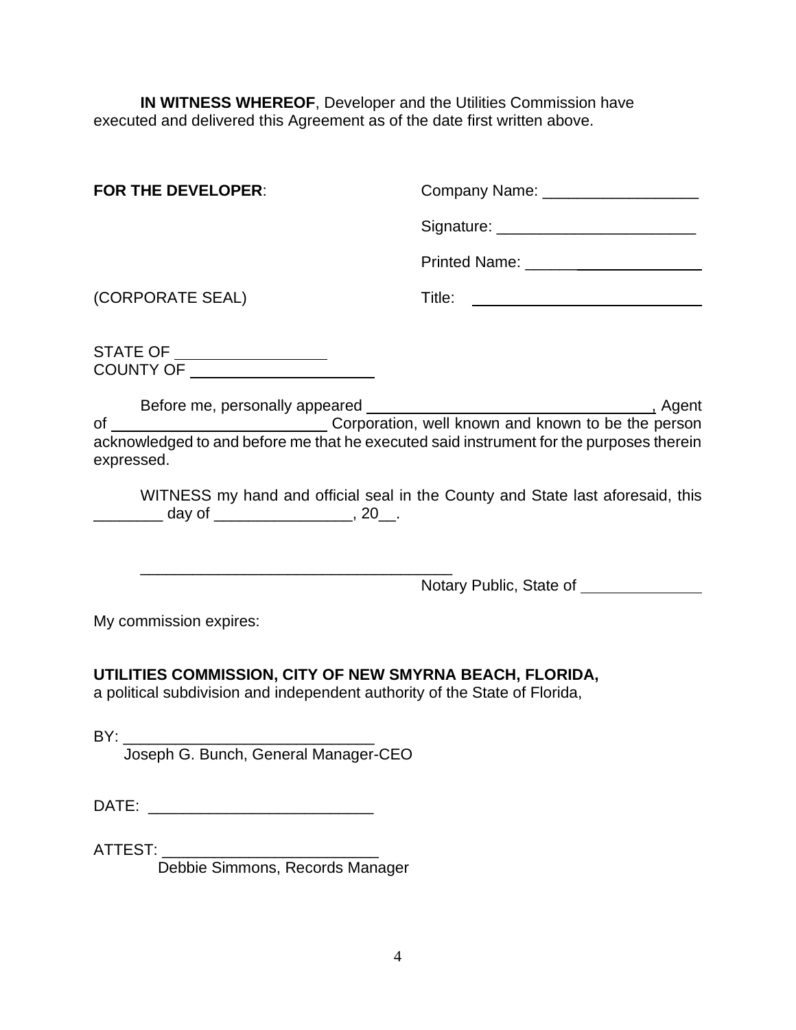**IN WITNESS WHEREOF**, Developer and the Utilities Commission have executed and delivered this Agreement as of the date first written above.

**FOR THE DEVELOPER**:

Company Name: __________________

Signature: _______________________

Printed Name: _____________________

(CORPORATE SEAL)

Title: ___________________________

STATE OF __________________
COUNTY OF ______________________

Before me, personally appeared __________________________________, Agent of __________________________ Corporation, well known and known to be the person acknowledged to and before me that he executed said instrument for the purposes therein expressed.

WITNESS my hand and official seal in the County and State last aforesaid, this ________ day of ________________, 20__.

_____________________________________
Notary Public, State of ______________

My commission expires:

**UTILITIES COMMISSION, CITY OF NEW SMYRNA BEACH, FLORIDA,**
a political subdivision and independent authority of the State of Florida,

BY: _____________________________
Joseph G. Bunch, General Manager-CEO

DATE: __________________________

ATTEST: _________________________
Debbie Simmons, Records Manager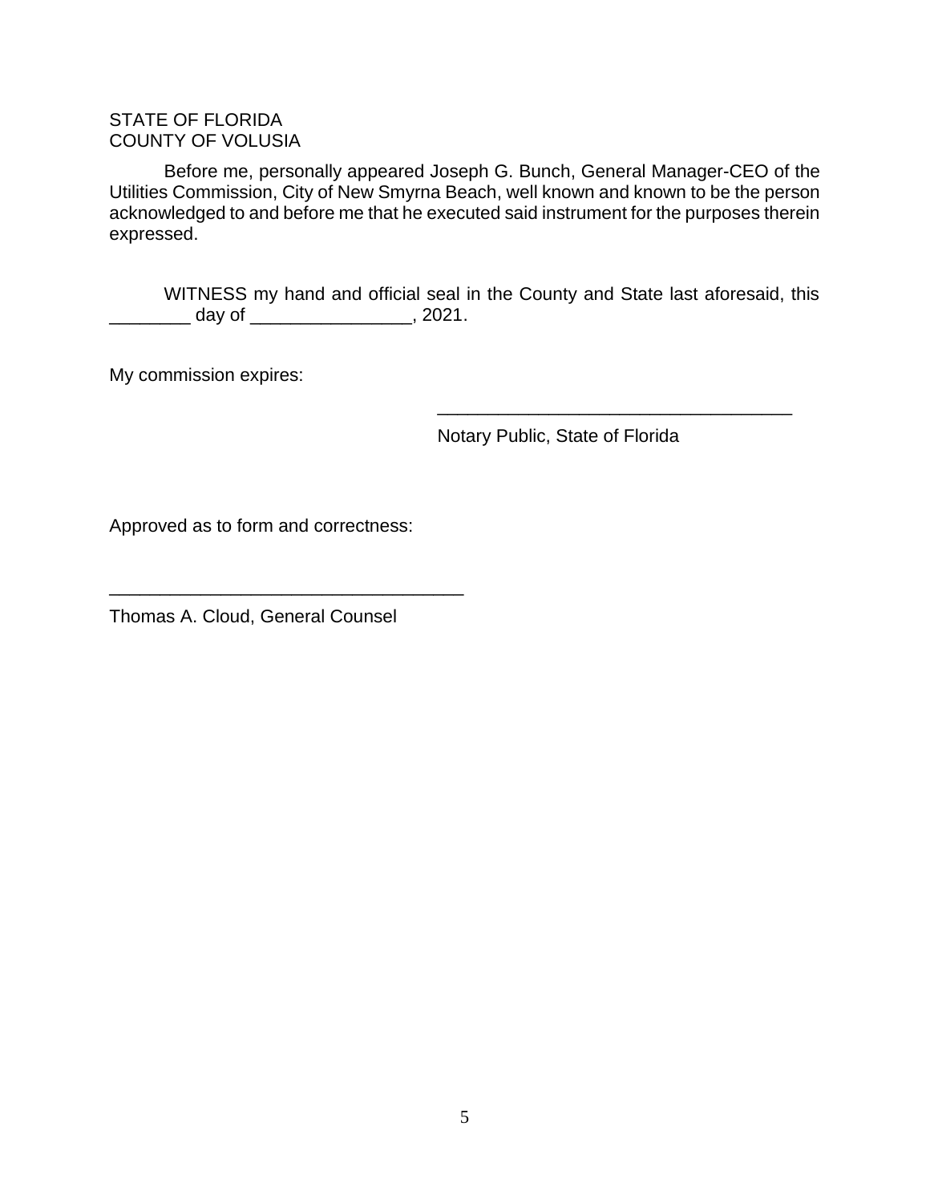STATE OF FLORIDA
COUNTY OF VOLUSIA

Before me, personally appeared Joseph G. Bunch, General Manager-CEO of the Utilities Commission, City of New Smyrna Beach, well known and known to be the person acknowledged to and before me that he executed said instrument for the purposes therein expressed.

WITNESS my hand and official seal in the County and State last aforesaid, this ________ day of ________________, 2021.

My commission expires:

___________________________________
Notary Public, State of Florida

Approved as to form and correctness:

___________________________________
Thomas A. Cloud, General Counsel